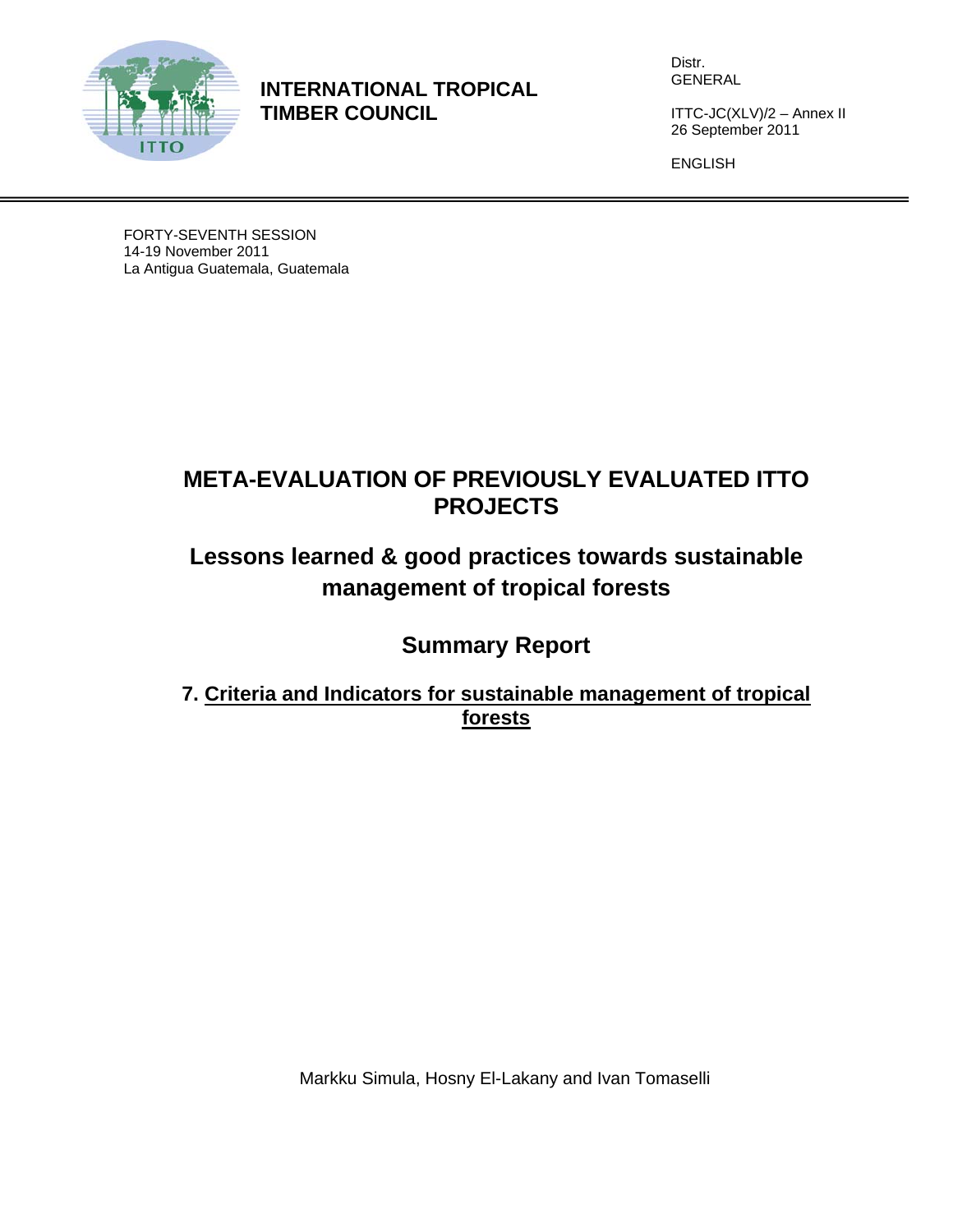**INTERNATIONAL TROPICAL TIMBER COUNCIL**

Distr.
GENERAL

ITTC-JC(XLV)/2 – Annex II
26 September 2011

ENGLISH

FORTY-SEVENTH SESSION
14-19 November 2011
La Antigua Guatemala, Guatemala

# META-EVALUATION OF PREVIOUSLY EVALUATED ITTO PROJECTS

## Lessons learned & good practices towards sustainable management of tropical forests

## Summary Report

### 7. Criteria and Indicators for sustainable management of tropical forests

Markku Simula, Hosny El-Lakany and Ivan Tomaselli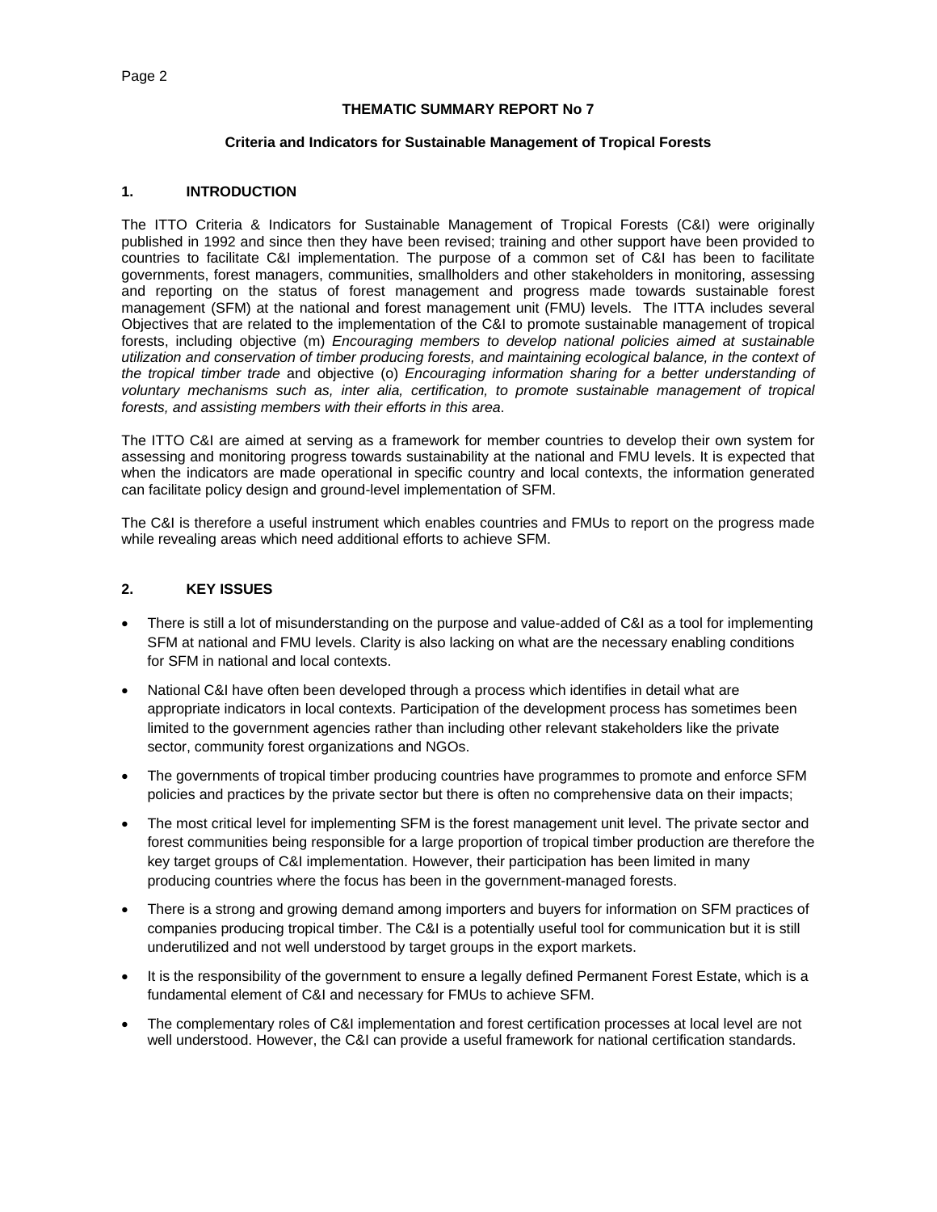## THEMATIC SUMMARY REPORT No 7

### Criteria and Indicators for Sustainable Management of Tropical Forests

### 1. INTRODUCTION

The ITTO Criteria & Indicators for Sustainable Management of Tropical Forests (C&I) were originally published in 1992 and since then they have been revised; training and other support have been provided to countries to facilitate C&I implementation. The purpose of a common set of C&I has been to facilitate governments, forest managers, communities, smallholders and other stakeholders in monitoring, assessing and reporting on the status of forest management and progress made towards sustainable forest management (SFM) at the national and forest management unit (FMU) levels. The ITTA includes several Objectives that are related to the implementation of the C&I to promote sustainable management of tropical forests, including objective (m) *Encouraging members to develop national policies aimed at sustainable utilization and conservation of timber producing forests, and maintaining ecological balance, in the context of the tropical timber trade* and objective (o) *Encouraging information sharing for a better understanding of voluntary mechanisms such as, inter alia, certification, to promote sustainable management of tropical forests, and assisting members with their efforts in this area*.

The ITTO C&I are aimed at serving as a framework for member countries to develop their own system for assessing and monitoring progress towards sustainability at the national and FMU levels. It is expected that when the indicators are made operational in specific country and local contexts, the information generated can facilitate policy design and ground-level implementation of SFM.

The C&I is therefore a useful instrument which enables countries and FMUs to report on the progress made while revealing areas which need additional efforts to achieve SFM.

### 2. KEY ISSUES

- There is still a lot of misunderstanding on the purpose and value-added of C&I as a tool for implementing SFM at national and FMU levels. Clarity is also lacking on what are the necessary enabling conditions for SFM in national and local contexts.
- National C&I have often been developed through a process which identifies in detail what are appropriate indicators in local contexts. Participation of the development process has sometimes been limited to the government agencies rather than including other relevant stakeholders like the private sector, community forest organizations and NGOs.
- The governments of tropical timber producing countries have programmes to promote and enforce SFM policies and practices by the private sector but there is often no comprehensive data on their impacts;
- The most critical level for implementing SFM is the forest management unit level. The private sector and forest communities being responsible for a large proportion of tropical timber production are therefore the key target groups of C&I implementation. However, their participation has been limited in many producing countries where the focus has been in the government-managed forests.
- There is a strong and growing demand among importers and buyers for information on SFM practices of companies producing tropical timber. The C&I is a potentially useful tool for communication but it is still underutilized and not well understood by target groups in the export markets.
- It is the responsibility of the government to ensure a legally defined Permanent Forest Estate, which is a fundamental element of C&I and necessary for FMUs to achieve SFM.
- The complementary roles of C&I implementation and forest certification processes at local level are not well understood. However, the C&I can provide a useful framework for national certification standards.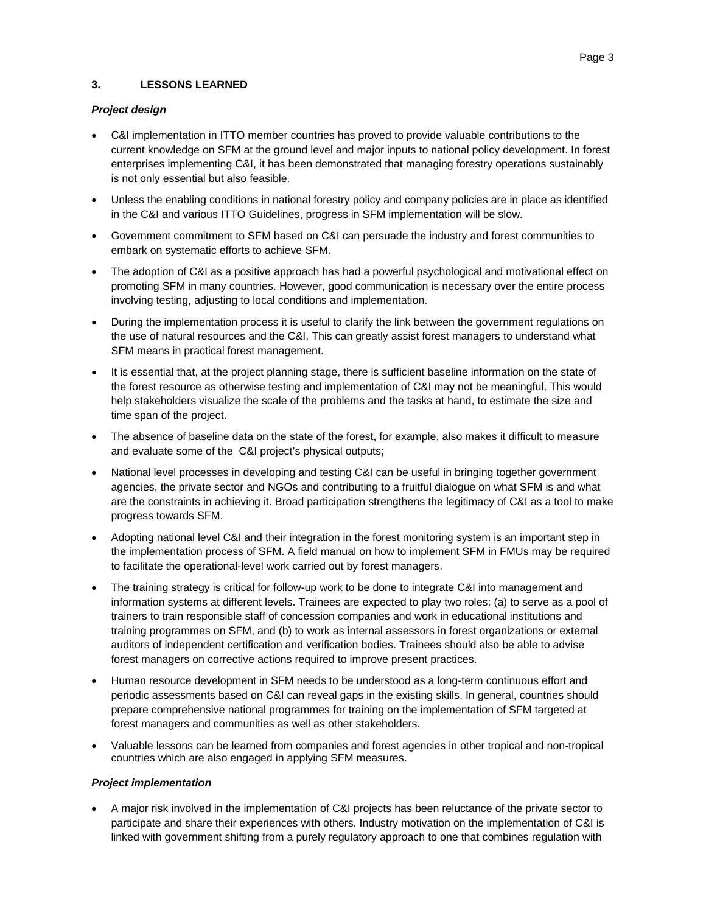## 3. LESSONS LEARNED

### *Project design*

- C&I implementation in ITTO member countries has proved to provide valuable contributions to the current knowledge on SFM at the ground level and major inputs to national policy development. In forest enterprises implementing C&I, it has been demonstrated that managing forestry operations sustainably is not only essential but also feasible.
- Unless the enabling conditions in national forestry policy and company policies are in place as identified in the C&I and various ITTO Guidelines, progress in SFM implementation will be slow.
- Government commitment to SFM based on C&I can persuade the industry and forest communities to embark on systematic efforts to achieve SFM.
- The adoption of C&I as a positive approach has had a powerful psychological and motivational effect on promoting SFM in many countries. However, good communication is necessary over the entire process involving testing, adjusting to local conditions and implementation.
- During the implementation process it is useful to clarify the link between the government regulations on the use of natural resources and the C&I. This can greatly assist forest managers to understand what SFM means in practical forest management.
- It is essential that, at the project planning stage, there is sufficient baseline information on the state of the forest resource as otherwise testing and implementation of C&I may not be meaningful. This would help stakeholders visualize the scale of the problems and the tasks at hand, to estimate the size and time span of the project.
- The absence of baseline data on the state of the forest, for example, also makes it difficult to measure and evaluate some of the C&I project's physical outputs;
- National level processes in developing and testing C&I can be useful in bringing together government agencies, the private sector and NGOs and contributing to a fruitful dialogue on what SFM is and what are the constraints in achieving it. Broad participation strengthens the legitimacy of C&I as a tool to make progress towards SFM.
- Adopting national level C&I and their integration in the forest monitoring system is an important step in the implementation process of SFM. A field manual on how to implement SFM in FMUs may be required to facilitate the operational-level work carried out by forest managers.
- The training strategy is critical for follow-up work to be done to integrate C&I into management and information systems at different levels. Trainees are expected to play two roles: (a) to serve as a pool of trainers to train responsible staff of concession companies and work in educational institutions and training programmes on SFM, and (b) to work as internal assessors in forest organizations or external auditors of independent certification and verification bodies. Trainees should also be able to advise forest managers on corrective actions required to improve present practices.
- Human resource development in SFM needs to be understood as a long-term continuous effort and periodic assessments based on C&I can reveal gaps in the existing skills. In general, countries should prepare comprehensive national programmes for training on the implementation of SFM targeted at forest managers and communities as well as other stakeholders.
- Valuable lessons can be learned from companies and forest agencies in other tropical and non-tropical countries which are also engaged in applying SFM measures.

### *Project implementation*

- A major risk involved in the implementation of C&I projects has been reluctance of the private sector to participate and share their experiences with others. Industry motivation on the implementation of C&I is linked with government shifting from a purely regulatory approach to one that combines regulation with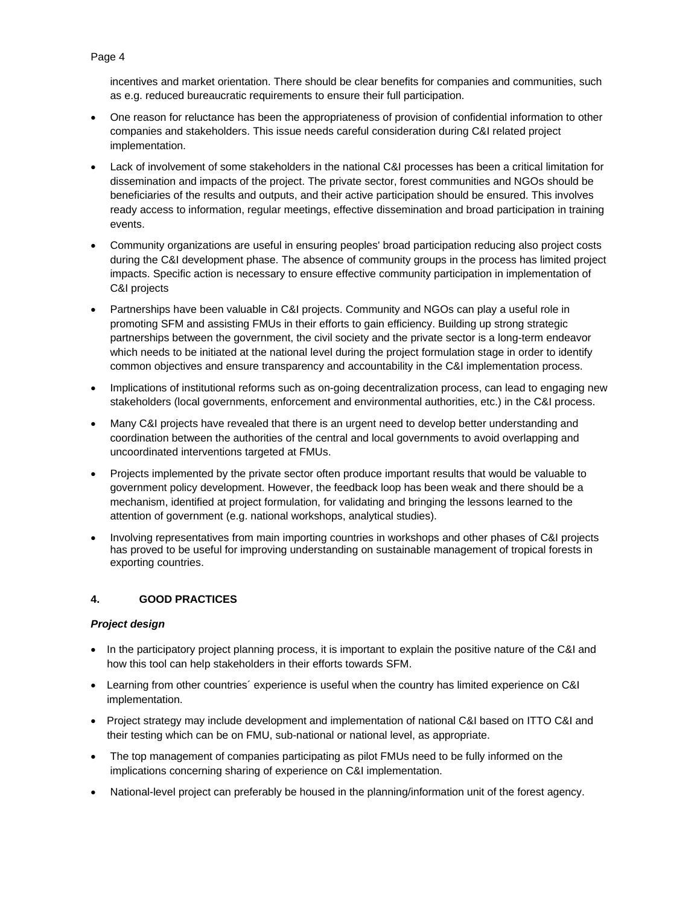incentives and market orientation. There should be clear benefits for companies and communities, such as e.g. reduced bureaucratic requirements to ensure their full participation.

- One reason for reluctance has been the appropriateness of provision of confidential information to other companies and stakeholders. This issue needs careful consideration during C&I related project implementation.
- Lack of involvement of some stakeholders in the national C&I processes has been a critical limitation for dissemination and impacts of the project. The private sector, forest communities and NGOs should be beneficiaries of the results and outputs, and their active participation should be ensured. This involves ready access to information, regular meetings, effective dissemination and broad participation in training events.
- Community organizations are useful in ensuring peoples' broad participation reducing also project costs during the C&I development phase. The absence of community groups in the process has limited project impacts. Specific action is necessary to ensure effective community participation in implementation of C&I projects
- Partnerships have been valuable in C&I projects. Community and NGOs can play a useful role in promoting SFM and assisting FMUs in their efforts to gain efficiency. Building up strong strategic partnerships between the government, the civil society and the private sector is a long-term endeavor which needs to be initiated at the national level during the project formulation stage in order to identify common objectives and ensure transparency and accountability in the C&I implementation process.
- Implications of institutional reforms such as on-going decentralization process, can lead to engaging new stakeholders (local governments, enforcement and environmental authorities, etc.) in the C&I process.
- Many C&I projects have revealed that there is an urgent need to develop better understanding and coordination between the authorities of the central and local governments to avoid overlapping and uncoordinated interventions targeted at FMUs.
- Projects implemented by the private sector often produce important results that would be valuable to government policy development. However, the feedback loop has been weak and there should be a mechanism, identified at project formulation, for validating and bringing the lessons learned to the attention of government (e.g. national workshops, analytical studies).
- Involving representatives from main importing countries in workshops and other phases of C&I projects has proved to be useful for improving understanding on sustainable management of tropical forests in exporting countries.

## 4. GOOD PRACTICES

***Project design***

- In the participatory project planning process, it is important to explain the positive nature of the C&I and how this tool can help stakeholders in their efforts towards SFM.
- Learning from other countries´ experience is useful when the country has limited experience on C&I implementation.
- Project strategy may include development and implementation of national C&I based on ITTO C&I and their testing which can be on FMU, sub-national or national level, as appropriate.
- The top management of companies participating as pilot FMUs need to be fully informed on the implications concerning sharing of experience on C&I implementation.
- National-level project can preferably be housed in the planning/information unit of the forest agency.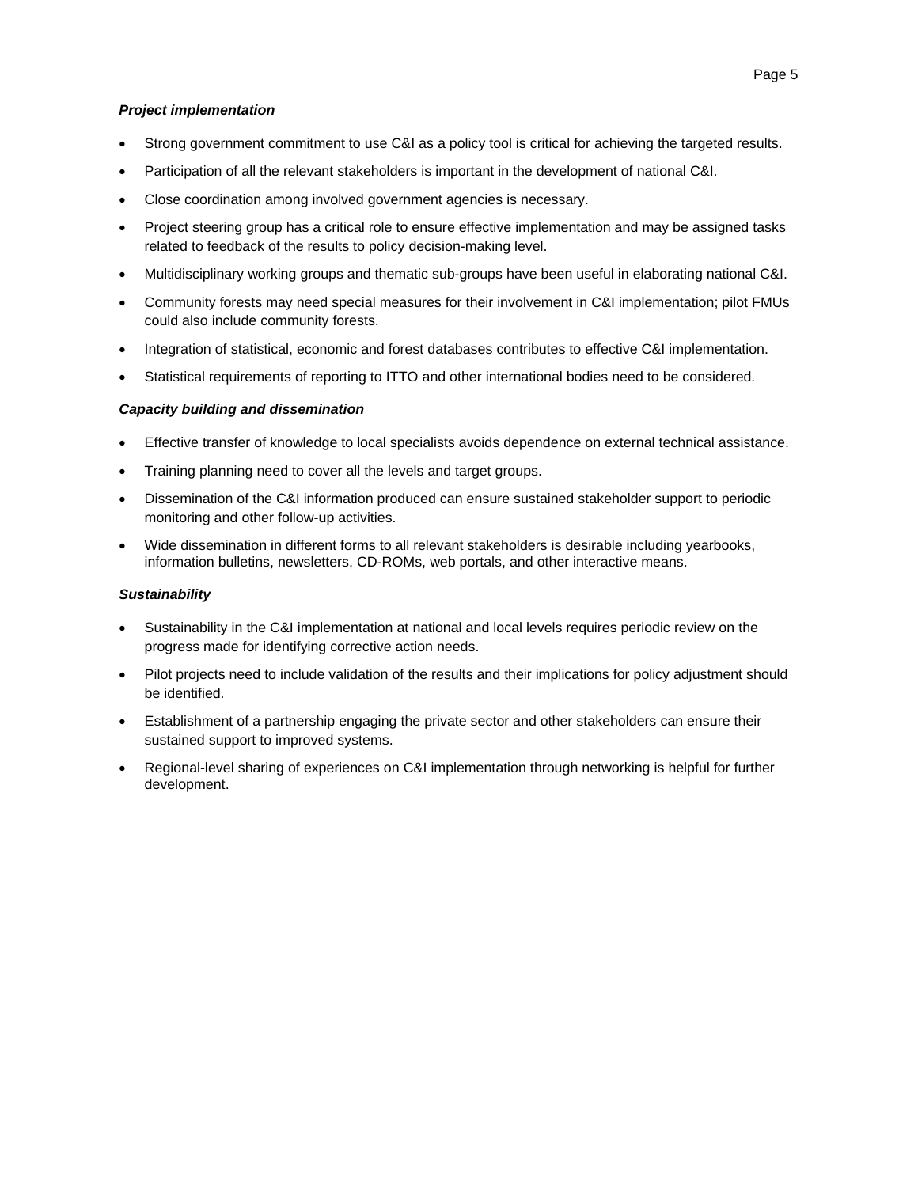***Project implementation***

- Strong government commitment to use C&I as a policy tool is critical for achieving the targeted results.
- Participation of all the relevant stakeholders is important in the development of national C&I.
- Close coordination among involved government agencies is necessary.
- Project steering group has a critical role to ensure effective implementation and may be assigned tasks related to feedback of the results to policy decision-making level.
- Multidisciplinary working groups and thematic sub-groups have been useful in elaborating national C&I.
- Community forests may need special measures for their involvement in C&I implementation; pilot FMUs could also include community forests.
- Integration of statistical, economic and forest databases contributes to effective C&I implementation.
- Statistical requirements of reporting to ITTO and other international bodies need to be considered.

***Capacity building and dissemination***

- Effective transfer of knowledge to local specialists avoids dependence on external technical assistance.
- Training planning need to cover all the levels and target groups.
- Dissemination of the C&I information produced can ensure sustained stakeholder support to periodic monitoring and other follow-up activities.
- Wide dissemination in different forms to all relevant stakeholders is desirable including yearbooks, information bulletins, newsletters, CD-ROMs, web portals, and other interactive means.

***Sustainability***

- Sustainability in the C&I implementation at national and local levels requires periodic review on the progress made for identifying corrective action needs.
- Pilot projects need to include validation of the results and their implications for policy adjustment should be identified.
- Establishment of a partnership engaging the private sector and other stakeholders can ensure their sustained support to improved systems.
- Regional-level sharing of experiences on C&I implementation through networking is helpful for further development.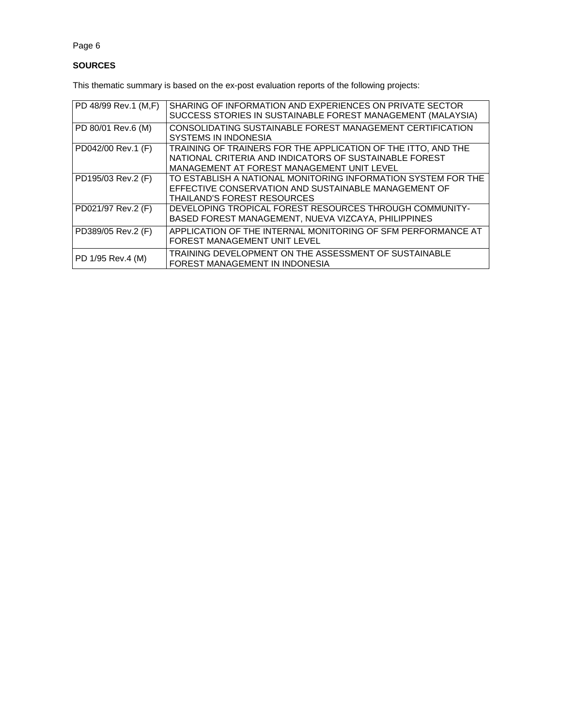**SOURCES**

This thematic summary is based on the ex-post evaluation reports of the following projects:

| | |
|---|---|
| PD 48/99 Rev.1 (M,F) | SHARING OF INFORMATION AND EXPERIENCES ON PRIVATE SECTOR SUCCESS STORIES IN SUSTAINABLE FOREST MANAGEMENT (MALAYSIA) |
| PD 80/01 Rev.6 (M) | CONSOLIDATING SUSTAINABLE FOREST MANAGEMENT CERTIFICATION SYSTEMS IN INDONESIA |
| PD042/00 Rev.1 (F) | TRAINING OF TRAINERS FOR THE APPLICATION OF THE ITTO, AND THE NATIONAL CRITERIA AND INDICATORS OF SUSTAINABLE FOREST MANAGEMENT AT FOREST MANAGEMENT UNIT LEVEL |
| PD195/03 Rev.2 (F) | TO ESTABLISH A NATIONAL MONITORING INFORMATION SYSTEM FOR THE EFFECTIVE CONSERVATION AND SUSTAINABLE MANAGEMENT OF THAILAND'S FOREST RESOURCES |
| PD021/97 Rev.2 (F) | DEVELOPING TROPICAL FOREST RESOURCES THROUGH COMMUNITY-BASED FOREST MANAGEMENT, NUEVA VIZCAYA, PHILIPPINES |
| PD389/05 Rev.2 (F) | APPLICATION OF THE INTERNAL MONITORING OF SFM PERFORMANCE AT FOREST MANAGEMENT UNIT LEVEL |
| PD 1/95 Rev.4 (M) | TRAINING DEVELOPMENT ON THE ASSESSMENT OF SUSTAINABLE FOREST MANAGEMENT IN INDONESIA |